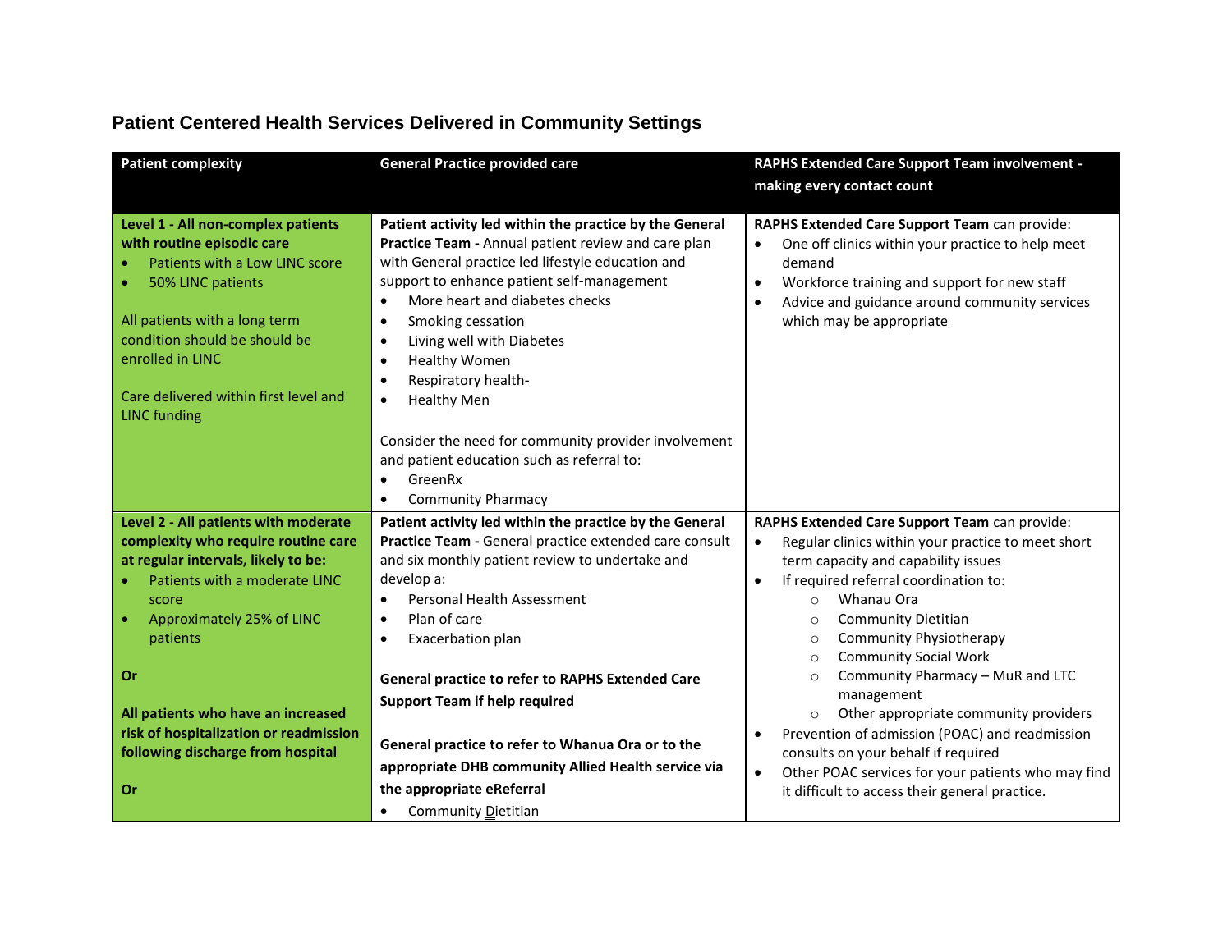## Patient Centered Health Services Delivered in Community Settings

| Patient complexity | General Practice provided care | RAPHS Extended Care Support Team involvement - making every contact count |
|---|---|---|
| **Level 1 - All non-complex patients with routine episodic care**<br>• Patients with a Low LINC score<br>• 50% LINC patients<br><br>All patients with a long term condition should be should be enrolled in LINC<br><br>Care delivered within first level and LINC funding | **Patient activity led within the practice by the General Practice Team -** Annual patient review and care plan with General practice led lifestyle education and support to enhance patient self-management<br>• More heart and diabetes checks<br>• Smoking cessation<br>• Living well with Diabetes<br>• Healthy Women<br>• Respiratory health-<br>• Healthy Men<br><br>Consider the need for community provider involvement and patient education such as referral to:<br>• GreenRx<br>• Community Pharmacy | **RAPHS Extended Care Support Team** can provide:<br>• One off clinics within your practice to help meet demand<br>• Workforce training and support for new staff<br>• Advice and guidance around community services which may be appropriate |
| **Level 2 - All patients with moderate complexity who require routine care at regular intervals, likely to be:**<br>• Patients with a moderate LINC score<br>• Approximately 25% of LINC patients<br><br>**Or**<br><br>**All patients who have an increased risk of hospitalization or readmission following discharge from hospital**<br><br>**Or** | **Patient activity led within the practice by the General Practice Team -** General practice extended care consult and six monthly patient review to undertake and develop a:<br>• Personal Health Assessment<br>• Plan of care<br>• Exacerbation plan<br><br>**General practice to refer to RAPHS Extended Care Support Team if help required**<br><br>**General practice to refer to Whanua Ora or to the appropriate DHB community Allied Health service via the appropriate eReferral**<br>• Community Dietitian | **RAPHS Extended Care Support Team** can provide:<br>• Regular clinics within your practice to meet short term capacity and capability issues<br>• If required referral coordination to:<br>  ○ Whanau Ora<br>  ○ Community Dietitian<br>  ○ Community Physiotherapy<br>  ○ Community Social Work<br>  ○ Community Pharmacy – MuR and LTC management<br>  ○ Other appropriate community providers<br>• Prevention of admission (POAC) and readmission consults on your behalf if required<br>• Other POAC services for your patients who may find it difficult to access their general practice. |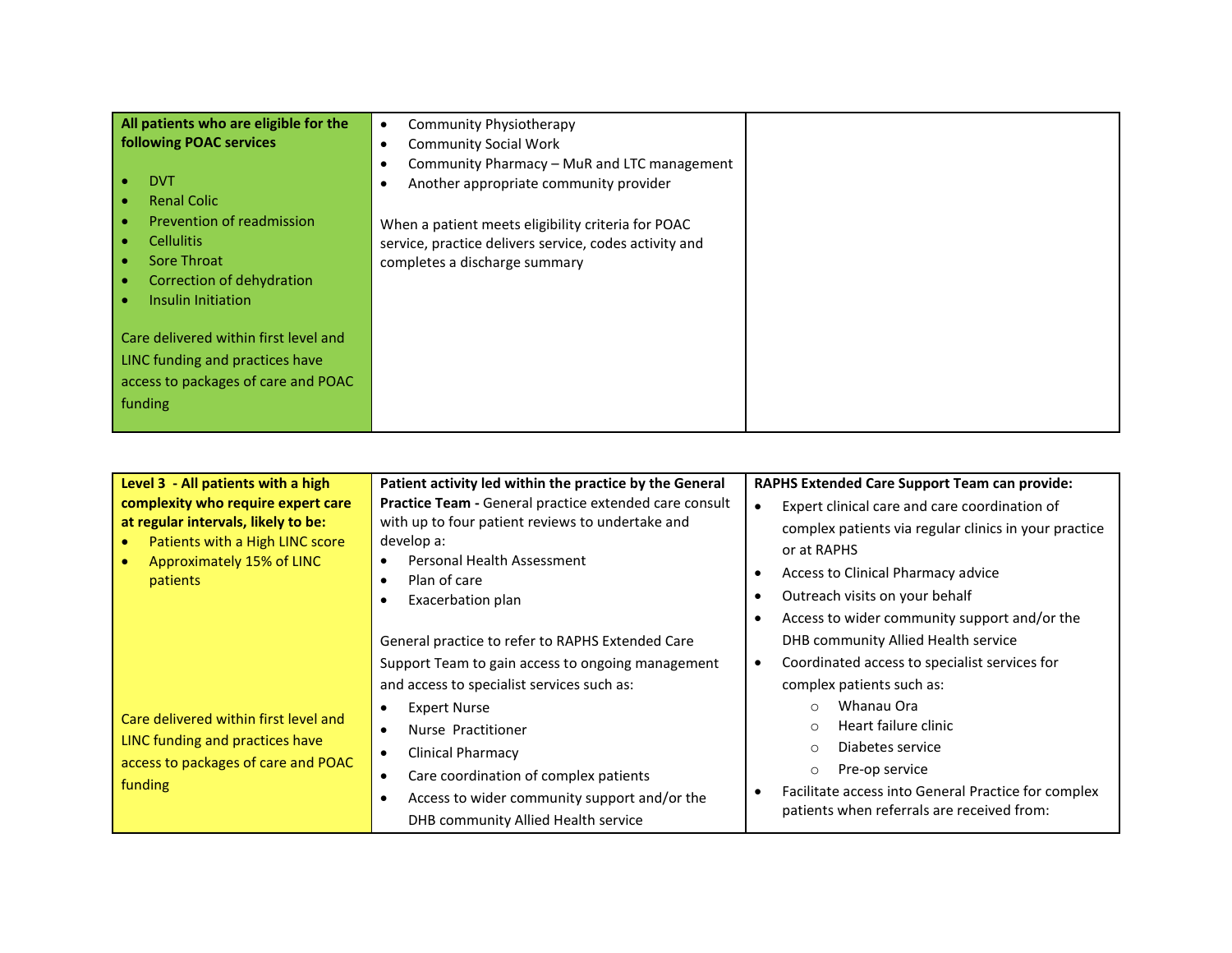| | | |
|---|---|---|
| **All patients who are eligible for the following POAC services**<br><br>• DVT<br>• Renal Colic<br>• Prevention of readmission<br>• Cellulitis<br>• Sore Throat<br>• Correction of dehydration<br>• Insulin Initiation<br><br>Care delivered within first level and LINC funding and practices have access to packages of care and POAC funding | • Community Physiotherapy<br>• Community Social Work<br>• Community Pharmacy – MuR and LTC management<br>• Another appropriate community provider<br><br>When a patient meets eligibility criteria for POAC service, practice delivers service, codes activity and completes a discharge summary | |

| | | |
|---|---|---|
| **Level 3 - All patients with a high complexity who require expert care at regular intervals, likely to be:**<br>• Patients with a High LINC score<br>• Approximately 15% of LINC patients<br><br>Care delivered within first level and LINC funding and practices have access to packages of care and POAC funding | **Patient activity led within the practice by the General Practice Team -** General practice extended care consult with up to four patient reviews to undertake and develop a:<br>• Personal Health Assessment<br>• Plan of care<br>• Exacerbation plan<br><br>General practice to refer to RAPHS Extended Care Support Team to gain access to ongoing management and access to specialist services such as:<br>• Expert Nurse<br>• Nurse Practitioner<br>• Clinical Pharmacy<br>• Care coordination of complex patients<br>• Access to wider community support and/or the DHB community Allied Health service | **RAPHS Extended Care Support Team can provide:**<br>• Expert clinical care and care coordination of complex patients via regular clinics in your practice or at RAPHS<br>• Access to Clinical Pharmacy advice<br>• Outreach visits on your behalf<br>• Access to wider community support and/or the DHB community Allied Health service<br>• Coordinated access to specialist services for complex patients such as:<br>  ○ Whanau Ora<br>  ○ Heart failure clinic<br>  ○ Diabetes service<br>  ○ Pre-op service<br>• Facilitate access into General Practice for complex patients when referrals are received from: |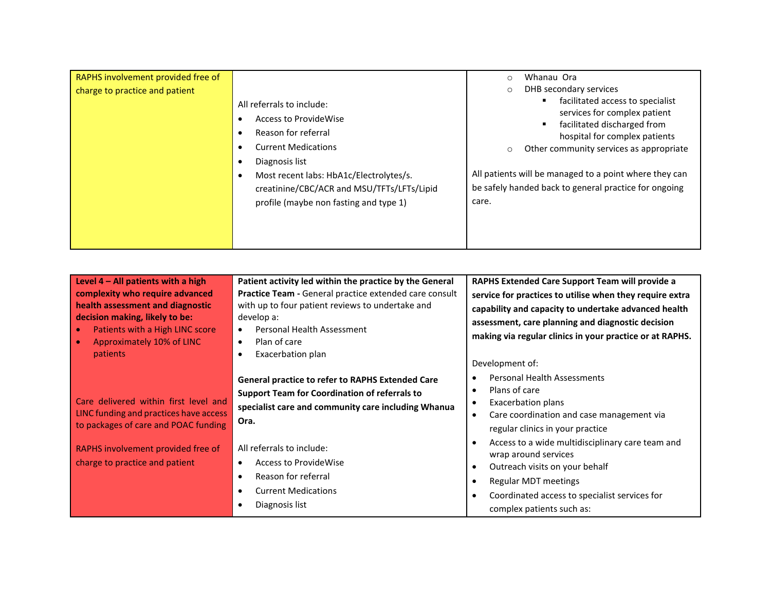| | | |
|---|---|---|
| RAPHS involvement provided free of charge to practice and patient | All referrals to include:<br>• Access to ProvideWise<br>• Reason for referral<br>• Current Medications<br>• Diagnosis list<br>• Most recent labs: HbA1c/Electrolytes/s. creatinine/CBC/ACR and MSU/TFTs/LFTs/Lipid profile (maybe non fasting and type 1) | ○ Whanau Ora<br>○ DHB secondary services<br>  ▪ facilitated access to specialist services for complex patient<br>  ▪ facilitated discharged from hospital for complex patients<br>○ Other community services as appropriate<br><br>All patients will be managed to a point where they can be safely handed back to general practice for ongoing care. |

| | | |
|---|---|---|
| **Level 4 – All patients with a high complexity who require advanced health assessment and diagnostic decision making, likely to be:**<br>• Patients with a High LINC score<br>• Approximately 10% of LINC patients<br><br>Care delivered within first level and LINC funding and practices have access to packages of care and POAC funding<br><br>RAPHS involvement provided free of charge to practice and patient | **Patient activity led within the practice by the General Practice Team -** General practice extended care consult with up to four patient reviews to undertake and develop a:<br>• Personal Health Assessment<br>• Plan of care<br>• Exacerbation plan<br><br>**General practice to refer to RAPHS Extended Care Support Team for Coordination of referrals to specialist care and community care including Whanua Ora.**<br><br>All referrals to include:<br>• Access to ProvideWise<br>• Reason for referral<br>• Current Medications<br>• Diagnosis list | **RAPHS Extended Care Support Team will provide a service for practices to utilise when they require extra capability and capacity to undertake advanced health assessment, care planning and diagnostic decision making via regular clinics in your practice or at RAPHS.**<br><br>Development of:<br>• Personal Health Assessments<br>• Plans of care<br>• Exacerbation plans<br>• Care coordination and case management via regular clinics in your practice<br>• Access to a wide multidisciplinary care team and wrap around services<br>• Outreach visits on your behalf<br>• Regular MDT meetings<br>• Coordinated access to specialist services for complex patients such as: |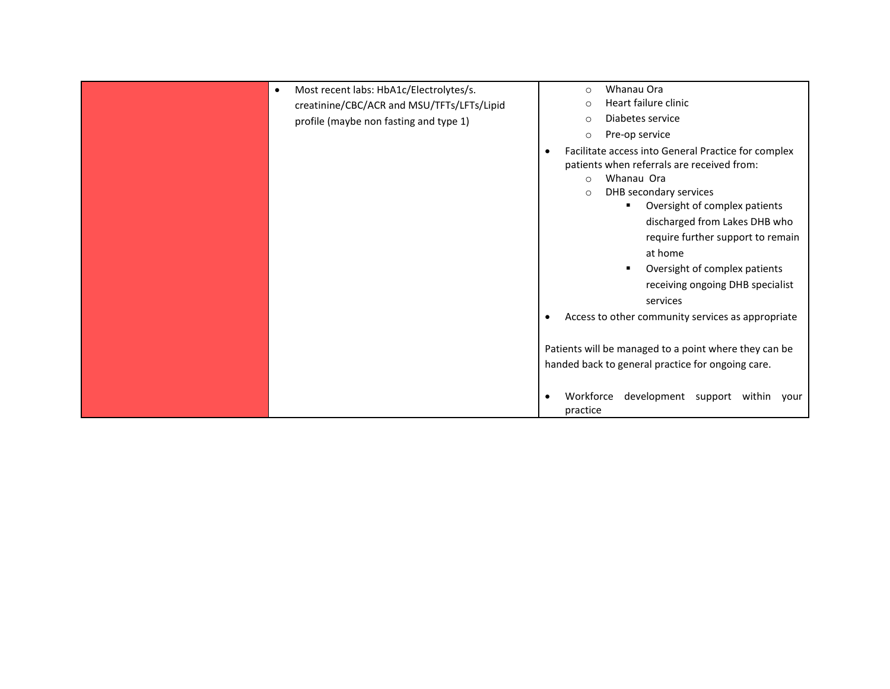| | | |
|---|---|---|
| | • Most recent labs: HbA1c/Electrolytes/s. creatinine/CBC/ACR and MSU/TFTs/LFTs/Lipid profile (maybe non fasting and type 1) | ○ Whanau Ora<br>○ Heart failure clinic<br>○ Diabetes service<br>○ Pre-op service<br>• Facilitate access into General Practice for complex patients when referrals are received from:<br>○ Whanau Ora<br>○ DHB secondary services<br>▪ Oversight of complex patients discharged from Lakes DHB who require further support to remain at home<br>▪ Oversight of complex patients receiving ongoing DHB specialist services<br>• Access to other community services as appropriate<br><br>Patients will be managed to a point where they can be handed back to general practice for ongoing care.<br><br>• Workforce development support within your practice |